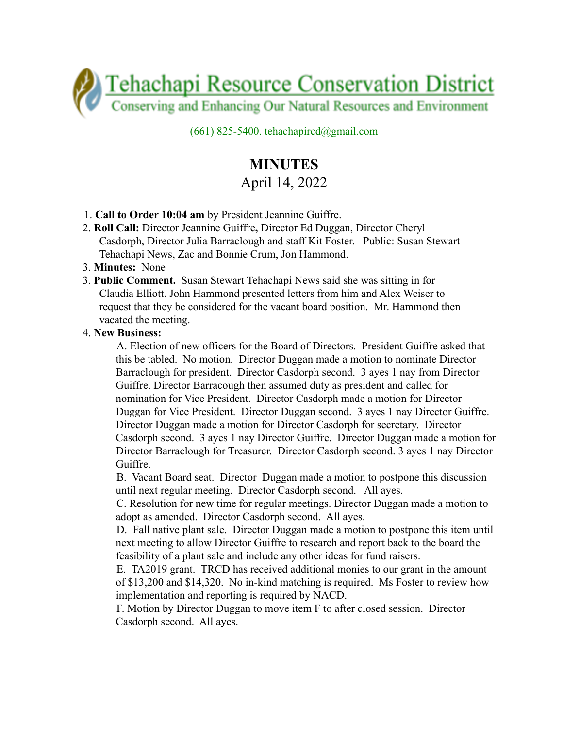# Tehachapi Resource Conservation District

Conserving and Enhancing Our Natural Resources and Environment

(661) 825-5400. tehachapircd@gmail.com

## MINUTES

April 14, 2022

1. **Call to Order 10:04 am** by President Jeannine Guiffre.
2. **Roll Call:** Director Jeannine Guiffre**,** Director Ed Duggan, Director Cheryl Casdorph, Director Julia Barraclough and staff Kit Foster. Public: Susan Stewart Tehachapi News, Zac and Bonnie Crum, Jon Hammond.
3. **Minutes:** None
3. **Public Comment.** Susan Stewart Tehachapi News said she was sitting in for Claudia Elliott. John Hammond presented letters from him and Alex Weiser to request that they be considered for the vacant board position. Mr. Hammond then vacated the meeting.
4. **New Business:**

   A. Election of new officers for the Board of Directors. President Guiffre asked that this be tabled. No motion. Director Duggan made a motion to nominate Director Barraclough for president. Director Casdorph second. 3 ayes 1 nay from Director Guiffre. Director Barracough then assumed duty as president and called for nomination for Vice President. Director Casdorph made a motion for Director Duggan for Vice President. Director Duggan second. 3 ayes 1 nay Director Guiffre. Director Duggan made a motion for Director Casdorph for secretary. Director Casdorph second. 3 ayes 1 nay Director Guiffre. Director Duggan made a motion for Director Barraclough for Treasurer. Director Casdorph second. 3 ayes 1 nay Director Guiffre.

   B. Vacant Board seat. Director Duggan made a motion to postpone this discussion until next regular meeting. Director Casdorph second. All ayes.

   C. Resolution for new time for regular meetings. Director Duggan made a motion to adopt as amended. Director Casdorph second. All ayes.

   D. Fall native plant sale. Director Duggan made a motion to postpone this item until next meeting to allow Director Guiffre to research and report back to the board the feasibility of a plant sale and include any other ideas for fund raisers.

   E. TA2019 grant. TRCD has received additional monies to our grant in the amount of $13,200 and $14,320. No in-kind matching is required. Ms Foster to review how implementation and reporting is required by NACD.

   F. Motion by Director Duggan to move item F to after closed session. Director Casdorph second. All ayes.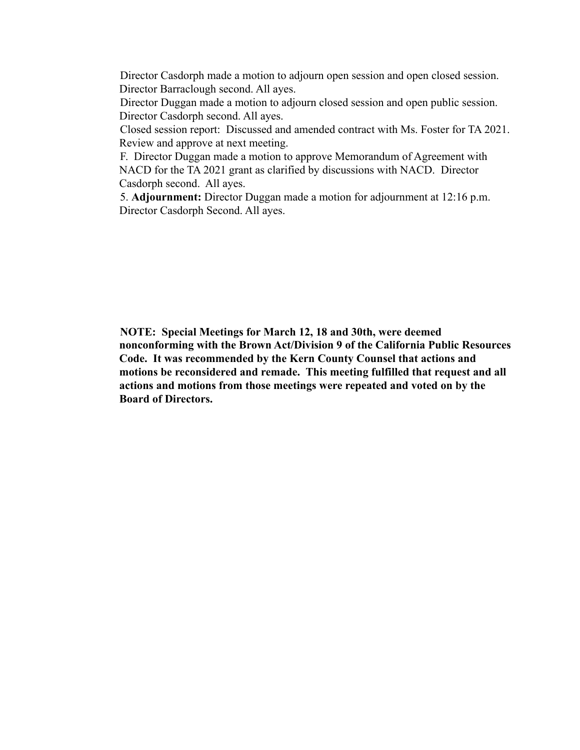Director Casdorph made a motion to adjourn open session and open closed session. Director Barraclough second. All ayes.

Director Duggan made a motion to adjourn closed session and open public session. Director Casdorph second. All ayes.

Closed session report: Discussed and amended contract with Ms. Foster for TA 2021. Review and approve at next meeting.

F. Director Duggan made a motion to approve Memorandum of Agreement with NACD for the TA 2021 grant as clarified by discussions with NACD. Director Casdorph second. All ayes.

5. **Adjournment:** Director Duggan made a motion for adjournment at 12:16 p.m. Director Casdorph Second. All ayes.

**NOTE: Special Meetings for March 12, 18 and 30th, were deemed nonconforming with the Brown Act/Division 9 of the California Public Resources Code. It was recommended by the Kern County Counsel that actions and motions be reconsidered and remade. This meeting fulfilled that request and all actions and motions from those meetings were repeated and voted on by the Board of Directors.**